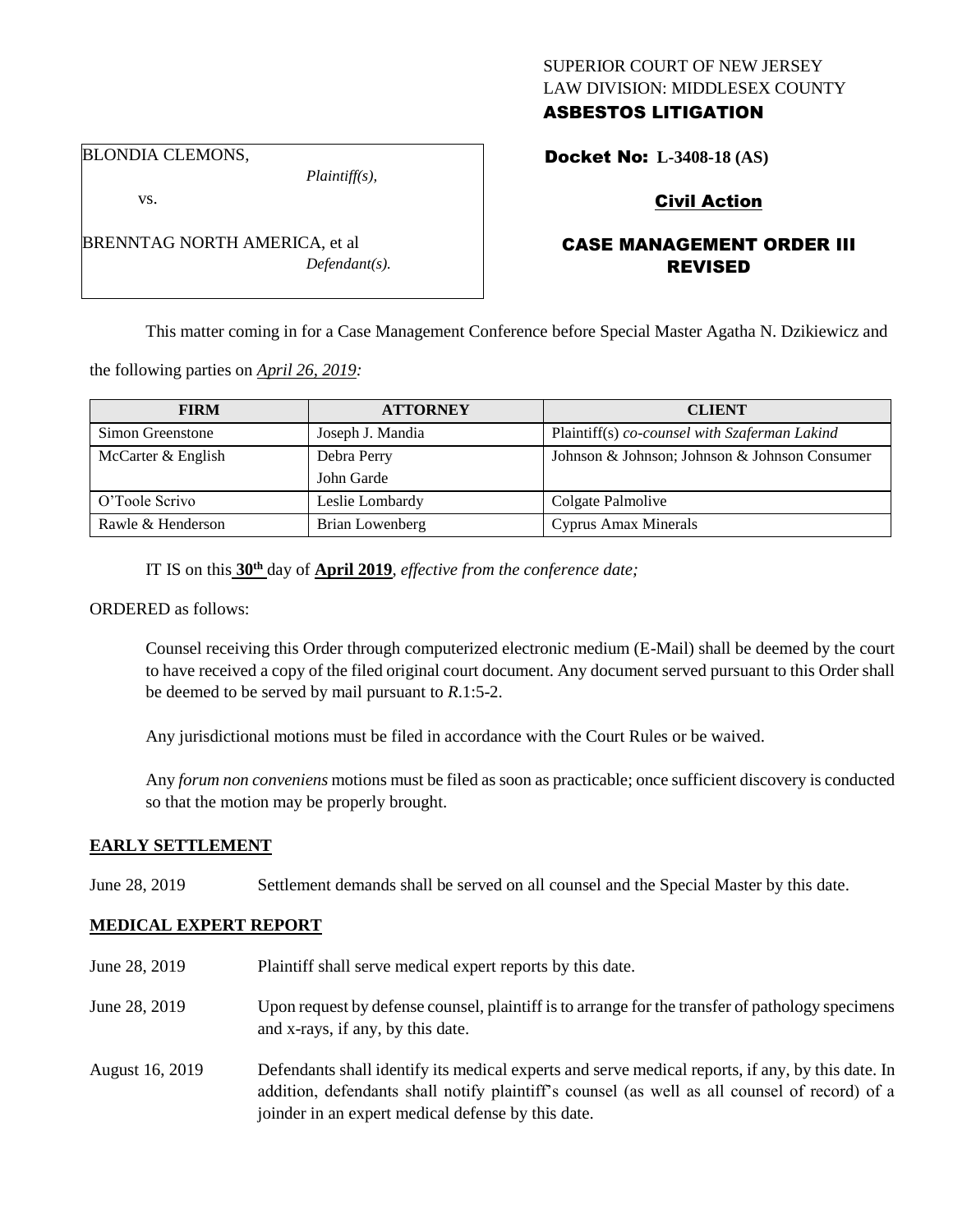SUPERIOR COURT OF NEW JERSEY
LAW DIVISION: MIDDLESEX COUNTY
**ASBESTOS LITIGATION**

BLONDIA CLEMONS,
*Plaintiff(s),*

vs.

BRENNTAG NORTH AMERICA, et al
*Defendant(s).*

**Docket No: L-3408-18 (AS)**

## Civil Action

## CASE MANAGEMENT ORDER III REVISED

This matter coming in for a Case Management Conference before Special Master Agatha N. Dzikiewicz and the following parties on *April 26, 2019:*

| FIRM | ATTORNEY | CLIENT |
|---|---|---|
| Simon Greenstone | Joseph J. Mandia | Plaintiff(s) *co-counsel with Szaferman Lakind* |
| McCarter & English | Debra Perry<br>John Garde | Johnson & Johnson; Johnson & Johnson Consumer |
| O'Toole Scrivo | Leslie Lombardy | Colgate Palmolive |
| Rawle & Henderson | Brian Lowenberg | Cyprus Amax Minerals |

IT IS on this **30th** day of **April 2019**, *effective from the conference date;*

ORDERED as follows:

Counsel receiving this Order through computerized electronic medium (E-Mail) shall be deemed by the court to have received a copy of the filed original court document. Any document served pursuant to this Order shall be deemed to be served by mail pursuant to *R*.1:5-2.

Any jurisdictional motions must be filed in accordance with the Court Rules or be waived.

Any *forum non conveniens* motions must be filed as soon as practicable; once sufficient discovery is conducted so that the motion may be properly brought.

**EARLY SETTLEMENT**

June 28, 2019 — Settlement demands shall be served on all counsel and the Special Master by this date.

**MEDICAL EXPERT REPORT**

June 28, 2019 — Plaintiff shall serve medical expert reports by this date.

June 28, 2019 — Upon request by defense counsel, plaintiff is to arrange for the transfer of pathology specimens and x-rays, if any, by this date.

August 16, 2019 — Defendants shall identify its medical experts and serve medical reports, if any, by this date. In addition, defendants shall notify plaintiff's counsel (as well as all counsel of record) of a joinder in an expert medical defense by this date.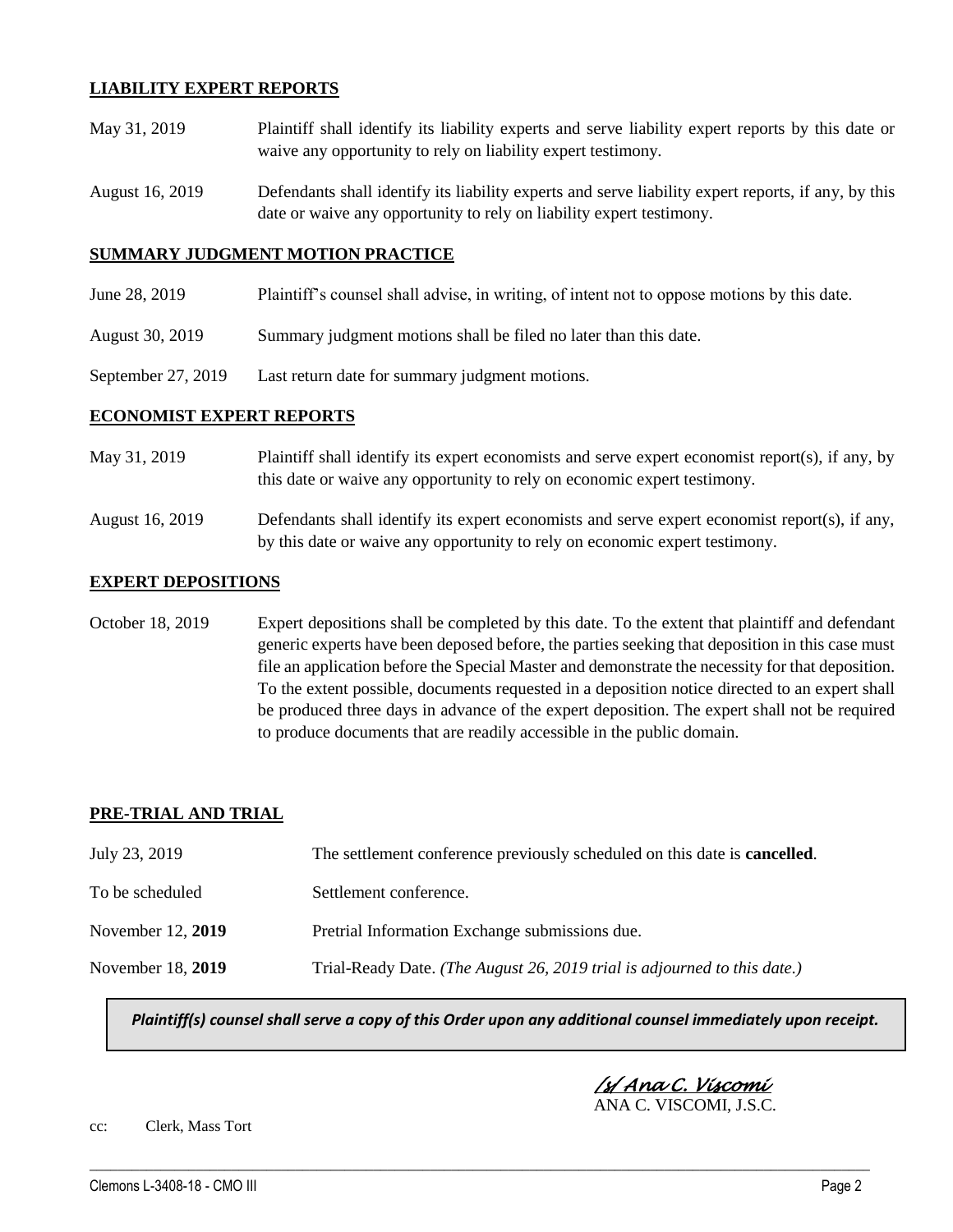**LIABILITY EXPERT REPORTS**

| | |
|---|---|
| May 31, 2019 | Plaintiff shall identify its liability experts and serve liability expert reports by this date or waive any opportunity to rely on liability expert testimony. |
| August 16, 2019 | Defendants shall identify its liability experts and serve liability expert reports, if any, by this date or waive any opportunity to rely on liability expert testimony. |

**SUMMARY JUDGMENT MOTION PRACTICE**

| | |
|---|---|
| June 28, 2019 | Plaintiff's counsel shall advise, in writing, of intent not to oppose motions by this date. |
| August 30, 2019 | Summary judgment motions shall be filed no later than this date. |
| September 27, 2019 | Last return date for summary judgment motions. |

**ECONOMIST EXPERT REPORTS**

| | |
|---|---|
| May 31, 2019 | Plaintiff shall identify its expert economists and serve expert economist report(s), if any, by this date or waive any opportunity to rely on economic expert testimony. |
| August 16, 2019 | Defendants shall identify its expert economists and serve expert economist report(s), if any, by this date or waive any opportunity to rely on economic expert testimony. |

**EXPERT DEPOSITIONS**

| | |
|---|---|
| October 18, 2019 | Expert depositions shall be completed by this date. To the extent that plaintiff and defendant generic experts have been deposed before, the parties seeking that deposition in this case must file an application before the Special Master and demonstrate the necessity for that deposition. To the extent possible, documents requested in a deposition notice directed to an expert shall be produced three days in advance of the expert deposition. The expert shall not be required to produce documents that are readily accessible in the public domain. |

**PRE-TRIAL AND TRIAL**

| | |
|---|---|
| July 23, 2019 | The settlement conference previously scheduled on this date is **cancelled**. |
| To be scheduled | Settlement conference. |
| November 12, **2019** | Pretrial Information Exchange submissions due. |
| November 18, **2019** | Trial-Ready Date. *(The August 26, 2019 trial is adjourned to this date.)* |

***Plaintiff(s) counsel shall serve a copy of this Order upon any additional counsel immediately upon receipt.***

*/s/ Ana C. Viscomi*
ANA C. VISCOMI, J.S.C.

cc: Clerk, Mass Tort

Clemons L-3408-18 - CMO III